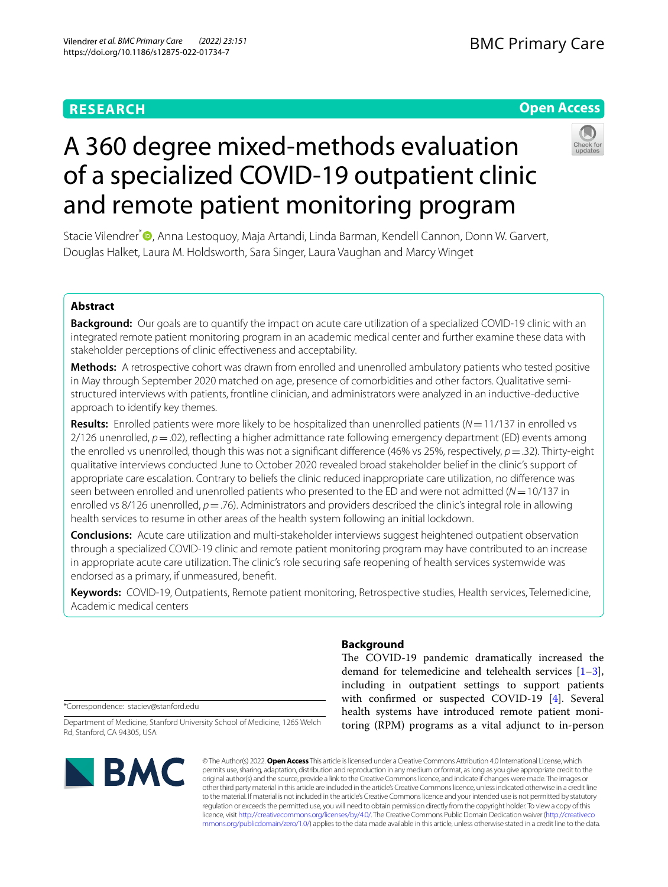RESEARCH

Open Access

# A 360 degree mixed-methods evaluation of a specialized COVID-19 outpatient clinic and remote patient monitoring program

Stacie Vilendrer*, Anna Lestoquoy, Maja Artandi, Linda Barman, Kendell Cannon, Donn W. Garvert, Douglas Halket, Laura M. Holdsworth, Sara Singer, Laura Vaughan and Marcy Winget

## Abstract

**Background:** Our goals are to quantify the impact on acute care utilization of a specialized COVID-19 clinic with an integrated remote patient monitoring program in an academic medical center and further examine these data with stakeholder perceptions of clinic effectiveness and acceptability.

**Methods:** A retrospective cohort was drawn from enrolled and unenrolled ambulatory patients who tested positive in May through September 2020 matched on age, presence of comorbidities and other factors. Qualitative semi-structured interviews with patients, frontline clinician, and administrators were analyzed in an inductive-deductive approach to identify key themes.

**Results:** Enrolled patients were more likely to be hospitalized than unenrolled patients ($N = 11/137$ in enrolled vs 2/126 unenrolled, $p = .02$), reflecting a higher admittance rate following emergency department (ED) events among the enrolled vs unenrolled, though this was not a significant difference (46% vs 25%, respectively, $p = .32$). Thirty-eight qualitative interviews conducted June to October 2020 revealed broad stakeholder belief in the clinic's support of appropriate care escalation. Contrary to beliefs the clinic reduced inappropriate care utilization, no difference was seen between enrolled and unenrolled patients who presented to the ED and were not admitted ($N = 10/137$ in enrolled vs 8/126 unenrolled, $p = .76$). Administrators and providers described the clinic's integral role in allowing health services to resume in other areas of the health system following an initial lockdown.

**Conclusions:** Acute care utilization and multi-stakeholder interviews suggest heightened outpatient observation through a specialized COVID-19 clinic and remote patient monitoring program may have contributed to an increase in appropriate acute care utilization. The clinic's role securing safe reopening of health services systemwide was endorsed as a primary, if unmeasured, benefit.

**Keywords:** COVID-19, Outpatients, Remote patient monitoring, Retrospective studies, Health services, Telemedicine, Academic medical centers

## Background

The COVID-19 pandemic dramatically increased the demand for telemedicine and telehealth services [1–3], including in outpatient settings to support patients with confirmed or suspected COVID-19 [4]. Several health systems have introduced remote patient monitoring (RPM) programs as a vital adjunct to in-person

*Correspondence: staciev@stanford.edu

Department of Medicine, Stanford University School of Medicine, 1265 Welch Rd, Stanford, CA 94305, USA

© The Author(s) 2022. **Open Access** This article is licensed under a Creative Commons Attribution 4.0 International License, which permits use, sharing, adaptation, distribution and reproduction in any medium or format, as long as you give appropriate credit to the original author(s) and the source, provide a link to the Creative Commons licence, and indicate if changes were made. The images or other third party material in this article are included in the article's Creative Commons licence, unless indicated otherwise in a credit line to the material. If material is not included in the article's Creative Commons licence and your intended use is not permitted by statutory regulation or exceeds the permitted use, you will need to obtain permission directly from the copyright holder. To view a copy of this licence, visit http://creativecommons.org/licenses/by/4.0/. The Creative Commons Public Domain Dedication waiver (http://creativecommons.org/publicdomain/zero/1.0/) applies to the data made available in this article, unless otherwise stated in a credit line to the data.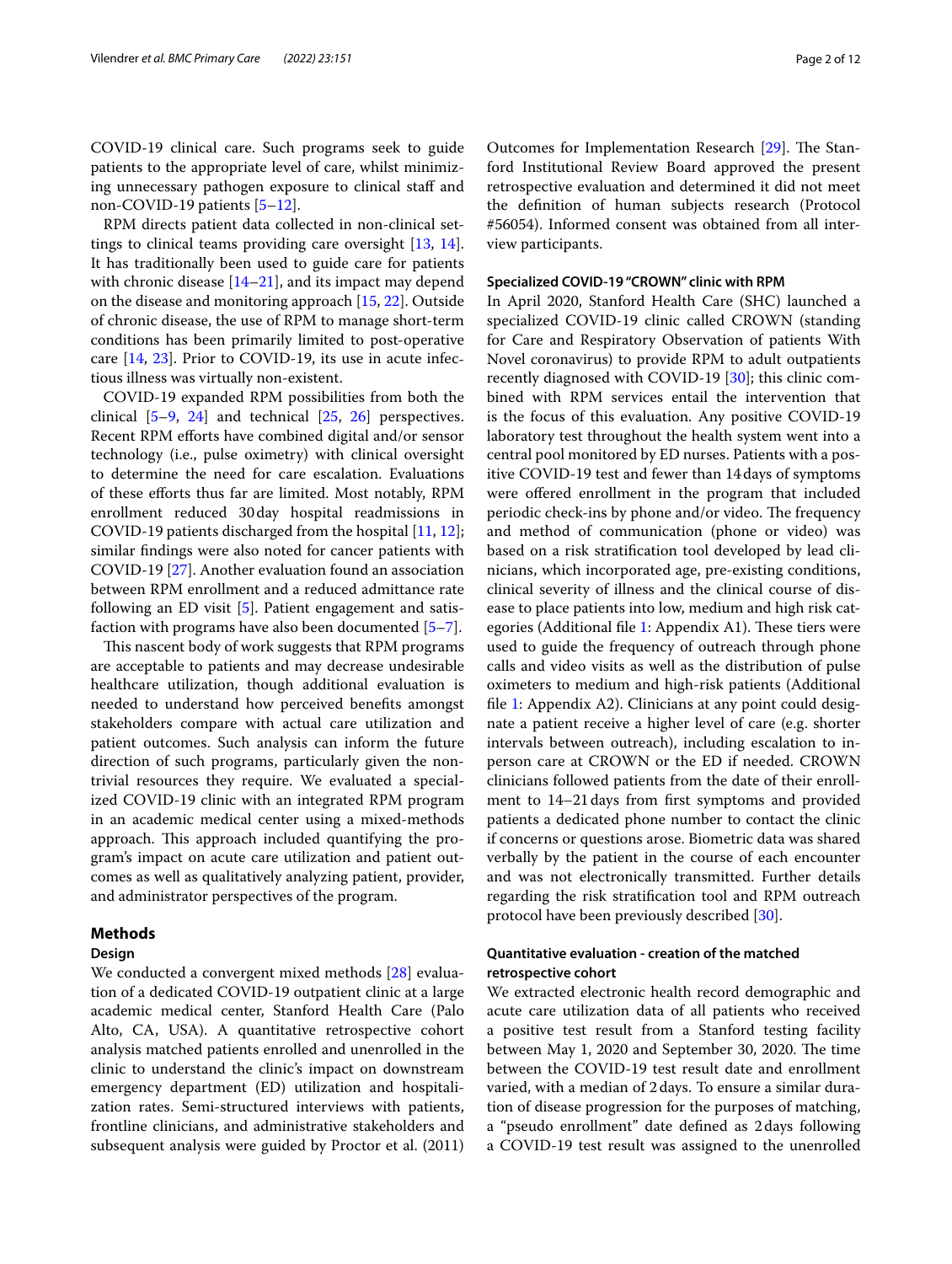COVID-19 clinical care. Such programs seek to guide patients to the appropriate level of care, whilst minimizing unnecessary pathogen exposure to clinical staff and non-COVID-19 patients [5–12].

RPM directs patient data collected in non-clinical settings to clinical teams providing care oversight [13, 14]. It has traditionally been used to guide care for patients with chronic disease [14–21], and its impact may depend on the disease and monitoring approach [15, 22]. Outside of chronic disease, the use of RPM to manage short-term conditions has been primarily limited to post-operative care [14, 23]. Prior to COVID-19, its use in acute infectious illness was virtually non-existent.

COVID-19 expanded RPM possibilities from both the clinical [5–9, 24] and technical [25, 26] perspectives. Recent RPM efforts have combined digital and/or sensor technology (i.e., pulse oximetry) with clinical oversight to determine the need for care escalation. Evaluations of these efforts thus far are limited. Most notably, RPM enrollment reduced 30 day hospital readmissions in COVID-19 patients discharged from the hospital [11, 12]; similar findings were also noted for cancer patients with COVID-19 [27]. Another evaluation found an association between RPM enrollment and a reduced admittance rate following an ED visit [5]. Patient engagement and satisfaction with programs have also been documented [5–7].

This nascent body of work suggests that RPM programs are acceptable to patients and may decrease undesirable healthcare utilization, though additional evaluation is needed to understand how perceived benefits amongst stakeholders compare with actual care utilization and patient outcomes. Such analysis can inform the future direction of such programs, particularly given the non-trivial resources they require. We evaluated a specialized COVID-19 clinic with an integrated RPM program in an academic medical center using a mixed-methods approach. This approach included quantifying the program's impact on acute care utilization and patient outcomes as well as qualitatively analyzing patient, provider, and administrator perspectives of the program.

## Methods

### Design

We conducted a convergent mixed methods [28] evaluation of a dedicated COVID-19 outpatient clinic at a large academic medical center, Stanford Health Care (Palo Alto, CA, USA). A quantitative retrospective cohort analysis matched patients enrolled and unenrolled in the clinic to understand the clinic's impact on downstream emergency department (ED) utilization and hospitalization rates. Semi-structured interviews with patients, frontline clinicians, and administrative stakeholders and subsequent analysis were guided by Proctor et al. (2011) Outcomes for Implementation Research [29]. The Stanford Institutional Review Board approved the present retrospective evaluation and determined it did not meet the definition of human subjects research (Protocol #56054). Informed consent was obtained from all interview participants.

### Specialized COVID-19 "CROWN" clinic with RPM

In April 2020, Stanford Health Care (SHC) launched a specialized COVID-19 clinic called CROWN (standing for Care and Respiratory Observation of patients With Novel coronavirus) to provide RPM to adult outpatients recently diagnosed with COVID-19 [30]; this clinic combined with RPM services entail the intervention that is the focus of this evaluation. Any positive COVID-19 laboratory test throughout the health system went into a central pool monitored by ED nurses. Patients with a positive COVID-19 test and fewer than 14 days of symptoms were offered enrollment in the program that included periodic check-ins by phone and/or video. The frequency and method of communication (phone or video) was based on a risk stratification tool developed by lead clinicians, which incorporated age, pre-existing conditions, clinical severity of illness and the clinical course of disease to place patients into low, medium and high risk categories (Additional file 1: Appendix A1). These tiers were used to guide the frequency of outreach through phone calls and video visits as well as the distribution of pulse oximeters to medium and high-risk patients (Additional file 1: Appendix A2). Clinicians at any point could designate a patient receive a higher level of care (e.g. shorter intervals between outreach), including escalation to in-person care at CROWN or the ED if needed. CROWN clinicians followed patients from the date of their enrollment to 14–21 days from first symptoms and provided patients a dedicated phone number to contact the clinic if concerns or questions arose. Biometric data was shared verbally by the patient in the course of each encounter and was not electronically transmitted. Further details regarding the risk stratification tool and RPM outreach protocol have been previously described [30].

### Quantitative evaluation - creation of the matched retrospective cohort

We extracted electronic health record demographic and acute care utilization data of all patients who received a positive test result from a Stanford testing facility between May 1, 2020 and September 30, 2020. The time between the COVID-19 test result date and enrollment varied, with a median of 2 days. To ensure a similar duration of disease progression for the purposes of matching, a "pseudo enrollment" date defined as 2 days following a COVID-19 test result was assigned to the unenrolled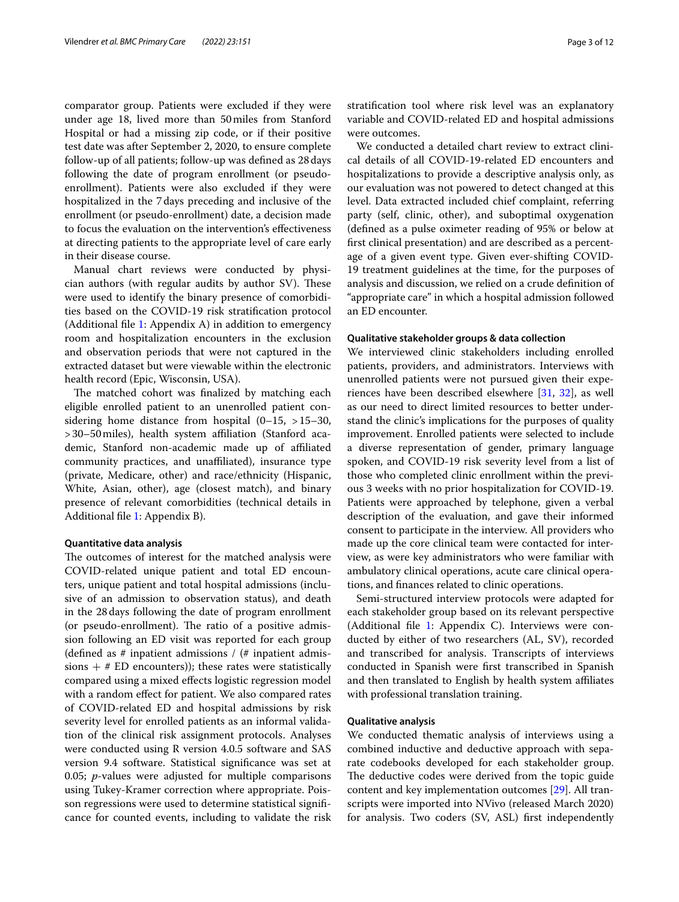comparator group. Patients were excluded if they were under age 18, lived more than 50 miles from Stanford Hospital or had a missing zip code, or if their positive test date was after September 2, 2020, to ensure complete follow-up of all patients; follow-up was defined as 28 days following the date of program enrollment (or pseudo-enrollment). Patients were also excluded if they were hospitalized in the 7 days preceding and inclusive of the enrollment (or pseudo-enrollment) date, a decision made to focus the evaluation on the intervention's effectiveness at directing patients to the appropriate level of care early in their disease course.

Manual chart reviews were conducted by physician authors (with regular audits by author SV). These were used to identify the binary presence of comorbidities based on the COVID-19 risk stratification protocol (Additional file 1: Appendix A) in addition to emergency room and hospitalization encounters in the exclusion and observation periods that were not captured in the extracted dataset but were viewable within the electronic health record (Epic, Wisconsin, USA).

The matched cohort was finalized by matching each eligible enrolled patient to an unenrolled patient considering home distance from hospital (0–15, >15–30, >30–50 miles), health system affiliation (Stanford academic, Stanford non-academic made up of affiliated community practices, and unaffiliated), insurance type (private, Medicare, other) and race/ethnicity (Hispanic, White, Asian, other), age (closest match), and binary presence of relevant comorbidities (technical details in Additional file 1: Appendix B).

### Quantitative data analysis

The outcomes of interest for the matched analysis were COVID-related unique patient and total ED encounters, unique patient and total hospital admissions (inclusive of an admission to observation status), and death in the 28 days following the date of program enrollment (or pseudo-enrollment). The ratio of a positive admission following an ED visit was reported for each group (defined as # inpatient admissions / (# inpatient admissions + # ED encounters)); these rates were statistically compared using a mixed effects logistic regression model with a random effect for patient. We also compared rates of COVID-related ED and hospital admissions by risk severity level for enrolled patients as an informal validation of the clinical risk assignment protocols. Analyses were conducted using R version 4.0.5 software and SAS version 9.4 software. Statistical significance was set at 0.05; *p*-values were adjusted for multiple comparisons using Tukey-Kramer correction where appropriate. Poisson regressions were used to determine statistical significance for counted events, including to validate the risk stratification tool where risk level was an explanatory variable and COVID-related ED and hospital admissions were outcomes.

We conducted a detailed chart review to extract clinical details of all COVID-19-related ED encounters and hospitalizations to provide a descriptive analysis only, as our evaluation was not powered to detect changed at this level. Data extracted included chief complaint, referring party (self, clinic, other), and suboptimal oxygenation (defined as a pulse oximeter reading of 95% or below at first clinical presentation) and are described as a percentage of a given event type. Given ever-shifting COVID-19 treatment guidelines at the time, for the purposes of analysis and discussion, we relied on a crude definition of "appropriate care" in which a hospital admission followed an ED encounter.

### Qualitative stakeholder groups & data collection

We interviewed clinic stakeholders including enrolled patients, providers, and administrators. Interviews with unenrolled patients were not pursued given their experiences have been described elsewhere [31, 32], as well as our need to direct limited resources to better understand the clinic's implications for the purposes of quality improvement. Enrolled patients were selected to include a diverse representation of gender, primary language spoken, and COVID-19 risk severity level from a list of those who completed clinic enrollment within the previous 3 weeks with no prior hospitalization for COVID-19. Patients were approached by telephone, given a verbal description of the evaluation, and gave their informed consent to participate in the interview. All providers who made up the core clinical team were contacted for interview, as were key administrators who were familiar with ambulatory clinical operations, acute care clinical operations, and finances related to clinic operations.

Semi-structured interview protocols were adapted for each stakeholder group based on its relevant perspective (Additional file 1: Appendix C). Interviews were conducted by either of two researchers (AL, SV), recorded and transcribed for analysis. Transcripts of interviews conducted in Spanish were first transcribed in Spanish and then translated to English by health system affiliates with professional translation training.

### Qualitative analysis

We conducted thematic analysis of interviews using a combined inductive and deductive approach with separate codebooks developed for each stakeholder group. The deductive codes were derived from the topic guide content and key implementation outcomes [29]. All transcripts were imported into NVivo (released March 2020) for analysis. Two coders (SV, ASL) first independently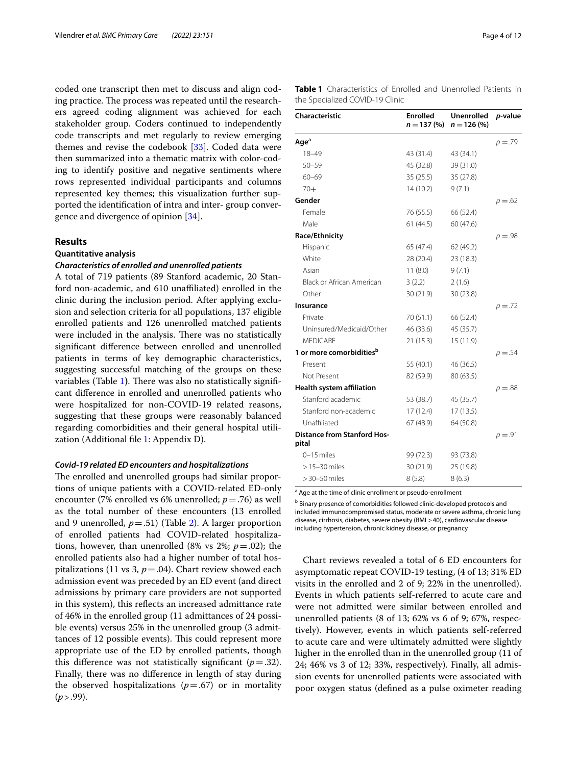coded one transcript then met to discuss and align coding practice. The process was repeated until the researchers agreed coding alignment was achieved for each stakeholder group. Coders continued to independently code transcripts and met regularly to review emerging themes and revise the codebook [33]. Coded data were then summarized into a thematic matrix with color-coding to identify positive and negative sentiments where rows represented individual participants and columns represented key themes; this visualization further supported the identification of intra and inter- group convergence and divergence of opinion [34].

## Results

### Quantitative analysis

#### *Characteristics of enrolled and unenrolled patients*

A total of 719 patients (89 Stanford academic, 20 Stanford non-academic, and 610 unaffiliated) enrolled in the clinic during the inclusion period. After applying exclusion and selection criteria for all populations, 137 eligible enrolled patients and 126 unenrolled matched patients were included in the analysis. There was no statistically significant difference between enrolled and unenrolled patients in terms of key demographic characteristics, suggesting successful matching of the groups on these variables (Table 1). There was also no statistically significant difference in enrolled and unenrolled patients who were hospitalized for non-COVID-19 related reasons, suggesting that these groups were reasonably balanced regarding comorbidities and their general hospital utilization (Additional file 1: Appendix D).

#### *Covid-19 related ED encounters and hospitalizations*

The enrolled and unenrolled groups had similar proportions of unique patients with a COVID-related ED-only encounter (7% enrolled vs 6% unenrolled; $p = .76$) as well as the total number of these encounters (13 enrolled and 9 unenrolled, $p = .51$) (Table 2). A larger proportion of enrolled patients had COVID-related hospitalizations, however, than unenrolled (8% vs 2%; $p = .02$); the enrolled patients also had a higher number of total hospitalizations (11 vs 3, $p = .04$). Chart review showed each admission event was preceded by an ED event (and direct admissions by primary care providers are not supported in this system), this reflects an increased admittance rate of 46% in the enrolled group (11 admittances of 24 possible events) versus 25% in the unenrolled group (3 admittances of 12 possible events). This could represent more appropriate use of the ED by enrolled patients, though this difference was not statistically significant ($p = .32$). Finally, there was no difference in length of stay during the observed hospitalizations ($p = .67$) or in mortality ($p > .99$).

**Table 1** Characteristics of Enrolled and Unenrolled Patients in the Specialized COVID-19 Clinic

| Characteristic | Enrolled $n = 137$ (%) | Unenrolled $n = 126$ (%) | *p*-value |
|---|---|---|---|
| **Age**[a] | | | $p = .79$ |
| 18–49 | 43 (31.4) | 43 (34.1) | |
| 50–59 | 45 (32.8) | 39 (31.0) | |
| 60–69 | 35 (25.5) | 35 (27.8) | |
| 70+ | 14 (10.2) | 9 (7.1) | |
| **Gender** | | | $p = .62$ |
| Female | 76 (55.5) | 66 (52.4) | |
| Male | 61 (44.5) | 60 (47.6) | |
| **Race/Ethnicity** | | | $p = .98$ |
| Hispanic | 65 (47.4) | 62 (49.2) | |
| White | 28 (20.4) | 23 (18.3) | |
| Asian | 11 (8.0) | 9 (7.1) | |
| Black or African American | 3 (2.2) | 2 (1.6) | |
| Other | 30 (21.9) | 30 (23.8) | |
| **Insurance** | | | $p = .72$ |
| Private | 70 (51.1) | 66 (52.4) | |
| Uninsured/Medicaid/Other | 46 (33.6) | 45 (35.7) | |
| MEDICARE | 21 (15.3) | 15 (11.9) | |
| **1 or more comorbidities**[b] | | | $p = .54$ |
| Present | 55 (40.1) | 46 (36.5) | |
| Not Present | 82 (59.9) | 80 (63.5) | |
| **Health system affiliation** | | | $p = .88$ |
| Stanford academic | 53 (38.7) | 45 (35.7) | |
| Stanford non-academic | 17 (12.4) | 17 (13.5) | |
| Unaffiliated | 67 (48.9) | 64 (50.8) | |
| **Distance from Stanford Hospital** | | | $p = .91$ |
| 0–15 miles | 99 (72.3) | 93 (73.8) | |
| > 15–30 miles | 30 (21.9) | 25 (19.8) | |
| > 30–50 miles | 8 (5.8) | 8 (6.3) | |

[a] Age at the time of clinic enrollment or pseudo-enrollment

[b] Binary presence of comorbidities followed clinic-developed protocols and included immunocompromised status, moderate or severe asthma, chronic lung disease, cirrhosis, diabetes, severe obesity (BMI > 40), cardiovascular disease including hypertension, chronic kidney disease, or pregnancy

Chart reviews revealed a total of 6 ED encounters for asymptomatic repeat COVID-19 testing, (4 of 13; 31% ED visits in the enrolled and 2 of 9; 22% in the unenrolled). Events in which patients self-referred to acute care and were not admitted were similar between enrolled and unenrolled patients (8 of 13; 62% vs 6 of 9; 67%, respectively). However, events in which patients self-referred to acute care and were ultimately admitted were slightly higher in the enrolled than in the unenrolled group (11 of 24; 46% vs 3 of 12; 33%, respectively). Finally, all admission events for unenrolled patients were associated with poor oxygen status (defined as a pulse oximeter reading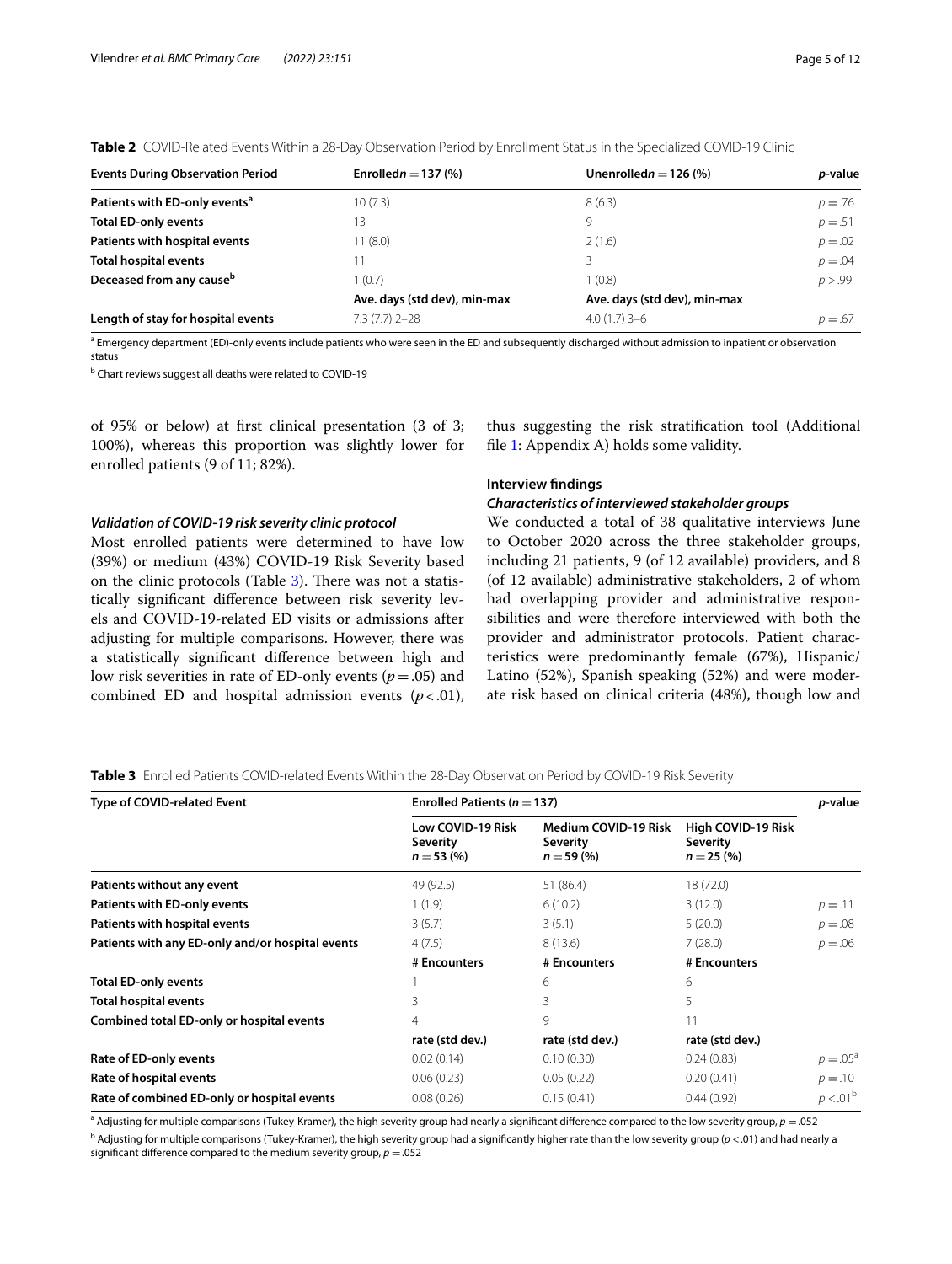**Table 2** COVID-Related Events Within a 28-Day Observation Period by Enrollment Status in the Specialized COVID-19 Clinic

| Events During Observation Period | Enrolled $n = 137$ (%) | Unenrolled $n = 126$ (%) | *p*-value |
|---|---|---|---|
| **Patients with ED-only events[a]** | 10 (7.3) | 8 (6.3) | $p = .76$ |
| **Total ED-only events** | 13 | 9 | $p = .51$ |
| **Patients with hospital events** | 11 (8.0) | 2 (1.6) | $p = .02$ |
| **Total hospital events** | 11 | 3 | $p = .04$ |
| **Deceased from any cause[b]** | 1 (0.7) | 1 (0.8) | $p > .99$ |
| | **Ave. days (std dev), min-max** | **Ave. days (std dev), min-max** | |
| **Length of stay for hospital events** | 7.3 (7.7) 2–28 | 4.0 (1.7) 3–6 | $p = .67$ |

[a] Emergency department (ED)-only events include patients who were seen in the ED and subsequently discharged without admission to inpatient or observation status

[b] Chart reviews suggest all deaths were related to COVID-19

of 95% or below) at first clinical presentation (3 of 3; 100%), whereas this proportion was slightly lower for enrolled patients (9 of 11; 82%).

### *Validation of COVID-19 risk severity clinic protocol*

Most enrolled patients were determined to have low (39%) or medium (43%) COVID-19 Risk Severity based on the clinic protocols (Table 3). There was not a statistically significant difference between risk severity levels and COVID-19-related ED visits or admissions after adjusting for multiple comparisons. However, there was a statistically significant difference between high and low risk severities in rate of ED-only events ($p = .05$) and combined ED and hospital admission events ($p < .01$), thus suggesting the risk stratification tool (Additional file 1: Appendix A) holds some validity.

### Interview findings

#### *Characteristics of interviewed stakeholder groups*

We conducted a total of 38 qualitative interviews June to October 2020 across the three stakeholder groups, including 21 patients, 9 (of 12 available) providers, and 8 (of 12 available) administrative stakeholders, 2 of whom had overlapping provider and administrative responsibilities and were therefore interviewed with both the provider and administrator protocols. Patient characteristics were predominantly female (67%), Hispanic/Latino (52%), Spanish speaking (52%) and were moderate risk based on clinical criteria (48%), though low and

**Table 3** Enrolled Patients COVID-related Events Within the 28-Day Observation Period by COVID-19 Risk Severity

| Type of COVID-related Event | Enrolled Patients ($n = 137$) | | | *p*-value |
|---|---|---|---|---|
| | **Low COVID-19 Risk Severity $n = 53$ (%)** | **Medium COVID-19 Risk Severity $n = 59$ (%)** | **High COVID-19 Risk Severity $n = 25$ (%)** | |
| **Patients without any event** | 49 (92.5) | 51 (86.4) | 18 (72.0) | |
| **Patients with ED-only events** | 1 (1.9) | 6 (10.2) | 3 (12.0) | $p = .11$ |
| **Patients with hospital events** | 3 (5.7) | 3 (5.1) | 5 (20.0) | $p = .08$ |
| **Patients with any ED-only and/or hospital events** | 4 (7.5) | 8 (13.6) | 7 (28.0) | $p = .06$ |
| | **# Encounters** | **# Encounters** | **# Encounters** | |
| **Total ED-only events** | 1 | 6 | 6 | |
| **Total hospital events** | 3 | 3 | 5 | |
| **Combined total ED-only or hospital events** | 4 | 9 | 11 | |
| | **rate (std dev.)** | **rate (std dev.)** | **rate (std dev.)** | |
| **Rate of ED-only events** | 0.02 (0.14) | 0.10 (0.30) | 0.24 (0.83) | $p = .05$[a] |
| **Rate of hospital events** | 0.06 (0.23) | 0.05 (0.22) | 0.20 (0.41) | $p = .10$ |
| **Rate of combined ED-only or hospital events** | 0.08 (0.26) | 0.15 (0.41) | 0.44 (0.92) | $p < .01$[b] |

[a] Adjusting for multiple comparisons (Tukey-Kramer), the high severity group had nearly a significant difference compared to the low severity group, $p = .052$

[b] Adjusting for multiple comparisons (Tukey-Kramer), the high severity group had a significantly higher rate than the low severity group ($p < .01$) and had nearly a significant difference compared to the medium severity group, $p = .052$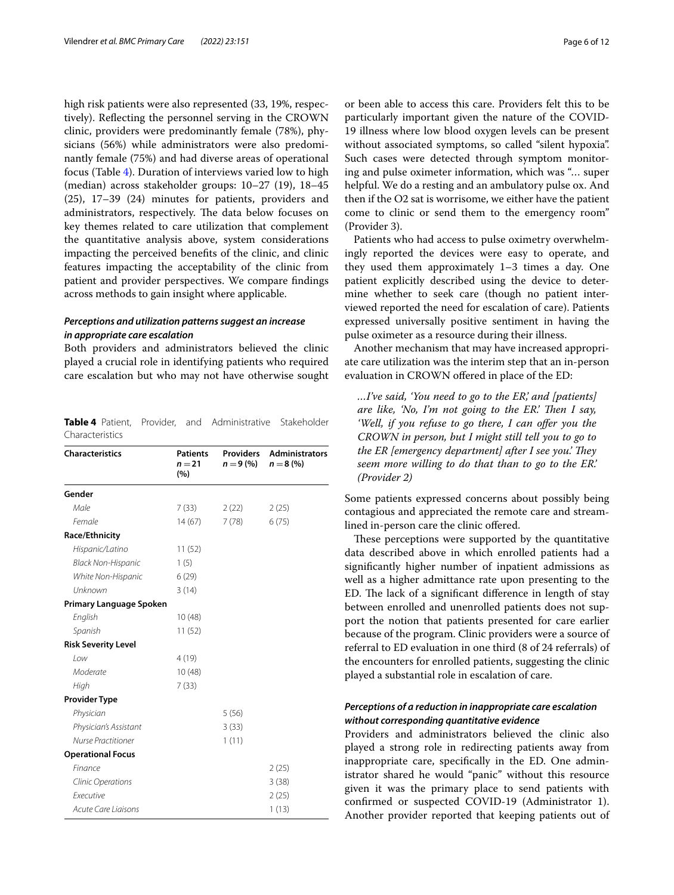high risk patients were also represented (33, 19%, respectively). Reflecting the personnel serving in the CROWN clinic, providers were predominantly female (78%), physicians (56%) while administrators were also predominantly female (75%) and had diverse areas of operational focus (Table 4). Duration of interviews varied low to high (median) across stakeholder groups: 10–27 (19), 18–45 (25), 17–39 (24) minutes for patients, providers and administrators, respectively. The data below focuses on key themes related to care utilization that complement the quantitative analysis above, system considerations impacting the perceived benefits of the clinic, and clinic features impacting the acceptability of the clinic from patient and provider perspectives. We compare findings across methods to gain insight where applicable.

### *Perceptions and utilization patterns suggest an increase in appropriate care escalation*

Both providers and administrators believed the clinic played a crucial role in identifying patients who required care escalation but who may not have otherwise sought or been able to access this care. Providers felt this to be particularly important given the nature of the COVID-19 illness where low blood oxygen levels can be present without associated symptoms, so called "silent hypoxia". Such cases were detected through symptom monitoring and pulse oximeter information, which was "… super helpful. We do a resting and an ambulatory pulse ox. And then if the O2 sat is worrisome, we either have the patient come to clinic or send them to the emergency room" (Provider 3).

**Table 4** Patient, Provider, and Administrative Stakeholder Characteristics

| Characteristics | Patients $n=21$ (%) | Providers $n=9$ (%) | Administrators $n=8$ (%) |
|---|---|---|---|
| **Gender** | | | |
| *Male* | 7 (33) | 2 (22) | 2 (25) |
| *Female* | 14 (67) | 7 (78) | 6 (75) |
| **Race/Ethnicity** | | | |
| *Hispanic/Latino* | 11 (52) | | |
| *Black Non-Hispanic* | 1 (5) | | |
| *White Non-Hispanic* | 6 (29) | | |
| *Unknown* | 3 (14) | | |
| **Primary Language Spoken** | | | |
| *English* | 10 (48) | | |
| *Spanish* | 11 (52) | | |
| **Risk Severity Level** | | | |
| *Low* | 4 (19) | | |
| *Moderate* | 10 (48) | | |
| *High* | 7 (33) | | |
| **Provider Type** | | | |
| *Physician* | | 5 (56) | |
| *Physician's Assistant* | | 3 (33) | |
| *Nurse Practitioner* | | 1 (11) | |
| **Operational Focus** | | | |
| *Finance* | | | 2 (25) |
| *Clinic Operations* | | | 3 (38) |
| *Executive* | | | 2 (25) |
| *Acute Care Liaisons* | | | 1 (13) |

Patients who had access to pulse oximetry overwhelmingly reported the devices were easy to operate, and they used them approximately 1–3 times a day. One patient explicitly described using the device to determine whether to seek care (though no patient interviewed reported the need for escalation of care). Patients expressed universally positive sentiment in having the pulse oximeter as a resource during their illness.

Another mechanism that may have increased appropriate care utilization was the interim step that an in-person evaluation in CROWN offered in place of the ED:

> *…I've said, 'You need to go to the ER,' and [patients] are like, 'No, I'm not going to the ER.' Then I say, 'Well, if you refuse to go there, I can offer you the CROWN in person, but I might still tell you to go to the ER [emergency department] after I see you.' They seem more willing to do that than to go to the ER.' (Provider 2)*

Some patients expressed concerns about possibly being contagious and appreciated the remote care and streamlined in-person care the clinic offered.

These perceptions were supported by the quantitative data described above in which enrolled patients had a significantly higher number of inpatient admissions as well as a higher admittance rate upon presenting to the ED. The lack of a significant difference in length of stay between enrolled and unenrolled patients does not support the notion that patients presented for care earlier because of the program. Clinic providers were a source of referral to ED evaluation in one third (8 of 24 referrals) of the encounters for enrolled patients, suggesting the clinic played a substantial role in escalation of care.

### *Perceptions of a reduction in inappropriate care escalation without corresponding quantitative evidence*

Providers and administrators believed the clinic also played a strong role in redirecting patients away from inappropriate care, specifically in the ED. One administrator shared he would "panic" without this resource given it was the primary place to send patients with confirmed or suspected COVID-19 (Administrator 1). Another provider reported that keeping patients out of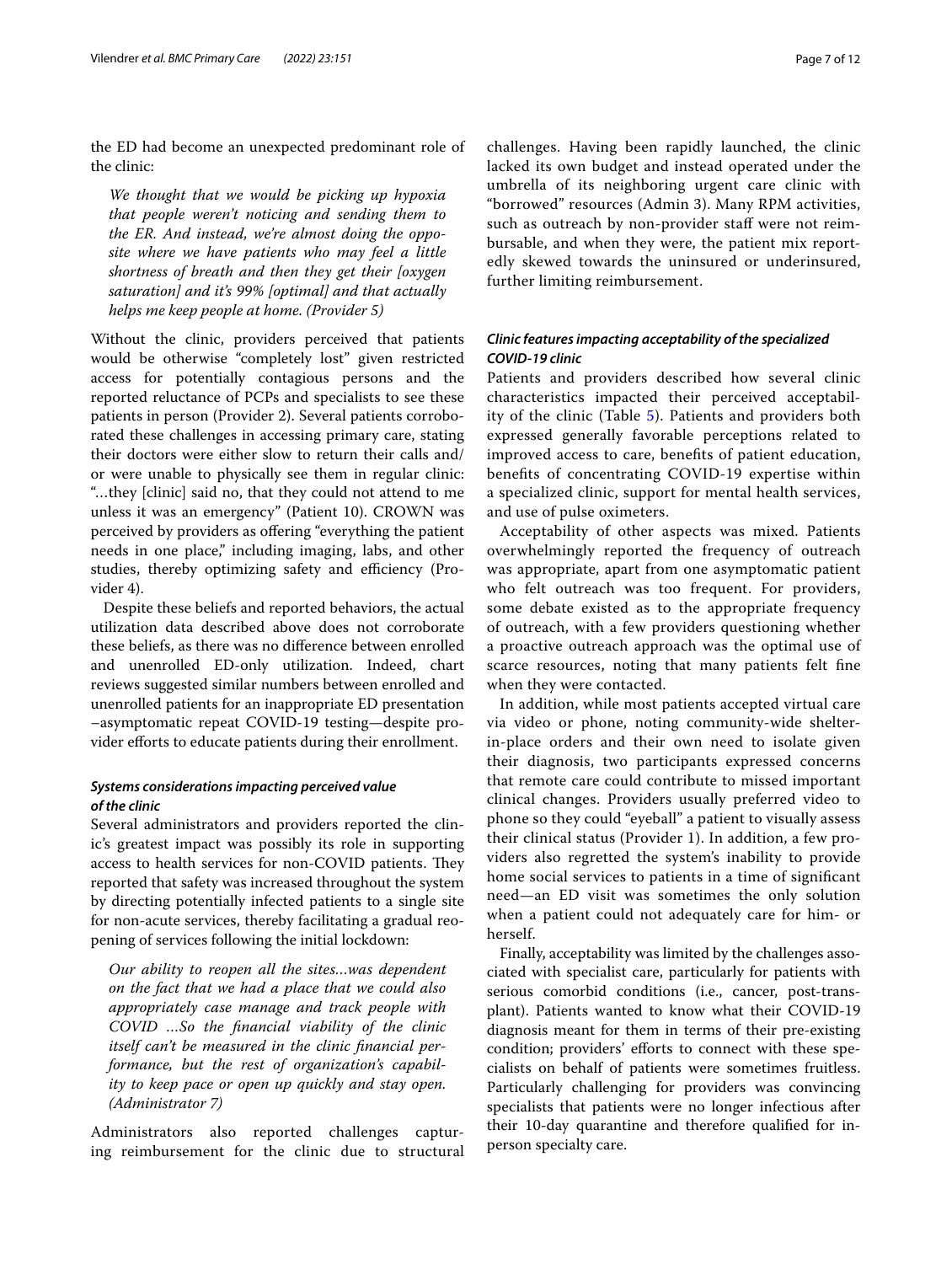the ED had become an unexpected predominant role of the clinic:

> *We thought that we would be picking up hypoxia that people weren't noticing and sending them to the ER. And instead, we're almost doing the opposite where we have patients who may feel a little shortness of breath and then they get their [oxygen saturation] and it's 99% [optimal] and that actually helps me keep people at home. (Provider 5)*

Without the clinic, providers perceived that patients would be otherwise "completely lost" given restricted access for potentially contagious persons and the reported reluctance of PCPs and specialists to see these patients in person (Provider 2). Several patients corroborated these challenges in accessing primary care, stating their doctors were either slow to return their calls and/or were unable to physically see them in regular clinic: "…they [clinic] said no, that they could not attend to me unless it was an emergency" (Patient 10). CROWN was perceived by providers as offering "everything the patient needs in one place," including imaging, labs, and other studies, thereby optimizing safety and efficiency (Provider 4).

Despite these beliefs and reported behaviors, the actual utilization data described above does not corroborate these beliefs, as there was no difference between enrolled and unenrolled ED-only utilization. Indeed, chart reviews suggested similar numbers between enrolled and unenrolled patients for an inappropriate ED presentation –asymptomatic repeat COVID-19 testing—despite provider efforts to educate patients during their enrollment.

### *Systems considerations impacting perceived value of the clinic*

Several administrators and providers reported the clinic's greatest impact was possibly its role in supporting access to health services for non-COVID patients. They reported that safety was increased throughout the system by directing potentially infected patients to a single site for non-acute services, thereby facilitating a gradual reopening of services following the initial lockdown:

> *Our ability to reopen all the sites…was dependent on the fact that we had a place that we could also appropriately case manage and track people with COVID …So the financial viability of the clinic itself can't be measured in the clinic financial performance, but the rest of organization's capability to keep pace or open up quickly and stay open. (Administrator 7)*

Administrators also reported challenges capturing reimbursement for the clinic due to structural challenges. Having been rapidly launched, the clinic lacked its own budget and instead operated under the umbrella of its neighboring urgent care clinic with "borrowed" resources (Admin 3). Many RPM activities, such as outreach by non-provider staff were not reimbursable, and when they were, the patient mix reportedly skewed towards the uninsured or underinsured, further limiting reimbursement.

### *Clinic features impacting acceptability of the specialized COVID-19 clinic*

Patients and providers described how several clinic characteristics impacted their perceived acceptability of the clinic (Table 5). Patients and providers both expressed generally favorable perceptions related to improved access to care, benefits of patient education, benefits of concentrating COVID-19 expertise within a specialized clinic, support for mental health services, and use of pulse oximeters.

Acceptability of other aspects was mixed. Patients overwhelmingly reported the frequency of outreach was appropriate, apart from one asymptomatic patient who felt outreach was too frequent. For providers, some debate existed as to the appropriate frequency of outreach, with a few providers questioning whether a proactive outreach approach was the optimal use of scarce resources, noting that many patients felt fine when they were contacted.

In addition, while most patients accepted virtual care via video or phone, noting community-wide shelter-in-place orders and their own need to isolate given their diagnosis, two participants expressed concerns that remote care could contribute to missed important clinical changes. Providers usually preferred video to phone so they could "eyeball" a patient to visually assess their clinical status (Provider 1). In addition, a few providers also regretted the system's inability to provide home social services to patients in a time of significant need—an ED visit was sometimes the only solution when a patient could not adequately care for him- or herself.

Finally, acceptability was limited by the challenges associated with specialist care, particularly for patients with serious comorbid conditions (i.e., cancer, post-transplant). Patients wanted to know what their COVID-19 diagnosis meant for them in terms of their pre-existing condition; providers' efforts to connect with these specialists on behalf of patients were sometimes fruitless. Particularly challenging for providers was convincing specialists that patients were no longer infectious after their 10-day quarantine and therefore qualified for in-person specialty care.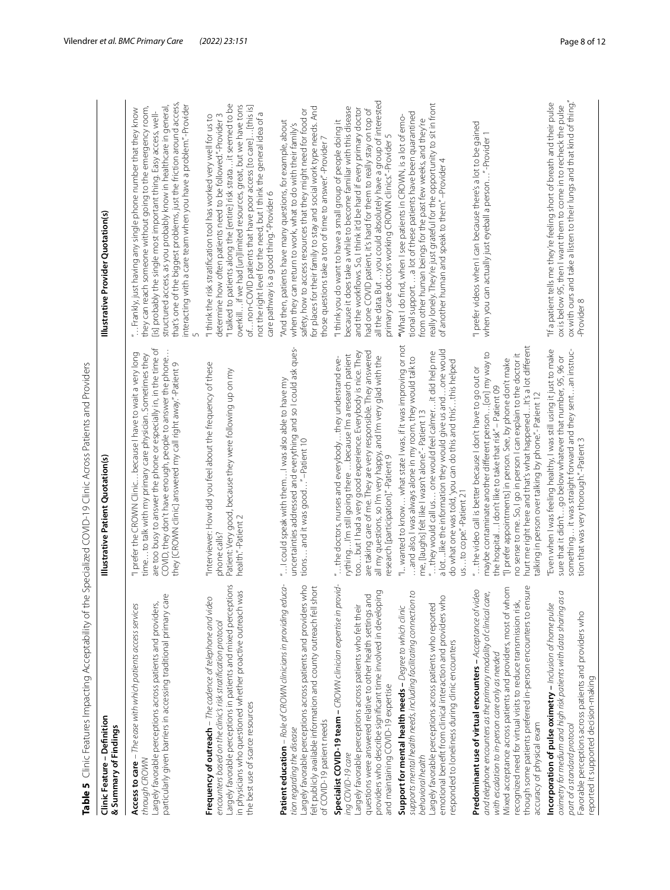**Table 5** Clinic Features Impacting Acceptability of the Specialized COVID-19 Clinic Across Patients and Providers

| Clinic Feature – Definition & Summary of Findings | Illustrative Patient Quotation(s) | Illustrative Provider Quotation(s) |
| --- | --- | --- |
| **Access to care** – *The ease with which patients access services through CROWN*<br>Largely favorable perceptions across patients and providers, particularly given barriers in accessing traditional primary care | "I prefer the CROWN Clinic…because I have to wait a very long time… to talk with my primary care physician. Sometimes they are too busy to answer the phone or especially in, in the time of COVID, they don't have enough, people to answer the phone… they [CROWN clinic] answered my call right away." -Patient 9 | "…Frankly, just having any single phone number that they know they can reach someone without going to the emergency room, [is] probably the single most important thing. Easy access, well-structured access, as you probably know in healthcare in general, that's one of the biggest problems, just the friction around access, interacting with a care team when you have a problem".-Provider 5 |
| **Frequency of outreach** – *The cadence of telephone and video encounters based on the clinic's risk stratification protocol*<br>Largely favorable perceptions in patients and mixed perceptions in physicians who questioned whether proactive outreach was the best use of scarce resources | "Interviewer: How did you feel about the frequency of these phone calls?<br>Patient: Very good, because they were following up on my health." -Patient 2 | "I think the risk stratification tool has worked very well for us to determine how often patients need to be followed."-Provider 3<br>"I talked to patients along the [entire] risk strata…it seemed to be overkill… if we had [un]limited resources, great, but we have tons of…non-COVID patients that have poor access [to care]…[this is] not the right level for the need, but I think the general idea of a care pathway is a good thing."-Provider 6 |
| **Patient education** – *Role of CROWN clinicians in providing education regarding the disease*<br>Largely favorable perceptions across patients and providers who felt publicly available information and county outreach fell short of COVID-19 patient needs | "…I could speak with them…I was also able to have my uncertainties addressed and everything and so I could ask questions… and it was good…" –Patient 10 | "And then, patients have many questions, for example, about when they can return to work, what to do with their family's safety, how to access resources that they might need for food or for places for their family to stay and social work type needs. And those questions take a ton of time to answer." -Provider 7 |
| **Specialist COVID-19 team** – *CROWN clinician expertise in providing COVID-19 care*<br>Largely favorable perceptions across patients who felt their questions were answered relative to other health settings and providers who describe significant time involved in developing and maintaining COVID-19 expertise | "…the doctors, nurses and everybody…they understand everything…I'm still going there …because I'm a research patient too…but I had a very good experience. Everybody is nice. They are taking care of me. They are very responsible. They answered all my questions, so I'm very happy, and I'm very glad with the research [participation]."-Patient 9 | "I think you do want to have a small group of people doing it because it does take a while to become familiar with this disease and the workflows. So, I think it'd be hard if every primary doctor had one COVID patient, it's hard for them to really stay on top of all the data. But …you could absolutely have a group of interested primary care doctors working CROWN clinics".-Provider 5 |
| **Support for mental health needs** – *Degree to which clinic supports mental health needs, including facilitating connection to behavioral health*<br>Largely favorable perceptions across patients who reported emotional benefit from clinical interaction and providers who responded to loneliness during clinic encounters | "I… wanted to know… what state I was, if it was improving or not …and also, I was always alone in my room, they would talk to me, [laughs] felt like I wasn't alone" - Patient 13<br>"…they would call us… one would feel calmer…it did help me a lot…like the information they would give us and…one would do what one was told, 'you can do this and this'…this helped us…to cope." -Patient 21 | "What I do find, when I see patients in CROWN, is a lot of emotional support… a lot of these patients have been quarantined from other human beings for the past few weeks, and they're really lonely. They're just grateful for the opportunity to sit in front of another human and speak to them." –Provider 4 |
| **Predominant use of virtual encounters** – *Acceptance of video and telephone encounters as the primary modality of clinical care, with escalation to in-person care only as needed*<br>Mixed acceptance across patients and providers, most of whom recognized need for virtual visits to reduce transmission risk, though some patients preferred in-person encounters to ensure accuracy of physical exam | "…the video call is better because I don't have to go out or maybe contaminate another different person…[on] my way to the hospital…I don't like to take that risk" – Patient 09<br>"[I prefer appointments] in person. See, by phone don't make no sense to me. So, I go in person I can explain to the doctor it hurt me right here and that's what happened…It's a lot different talking in person over talking by phone".- Patient 12 | "I prefer videos when I can because there's a lot to be gained when you can actually just eyeball a person…" -Provider 1 |
| **Incorporation of pulse oximetry** – *Inclusion of home pulse oximetry for medium and high risk patients with data sharing as a part of a standard protocol*<br>Favorable perceptions across patients and providers who reported it supported decision-making | "Even when I was feeling healthy, I was still using it just to make sure that it didn't…go below whatever that number, 95, 96 or something… it was straight forward and they sent…an instruction that was very thorough."-Patient 3 | "If a patient tells me they're feeling short of breath and their pulse ox is below 95, then I want them to come in to recheck the pulse ox with ours and take a listen to their lungs and that kind of thing." -Provider 8 |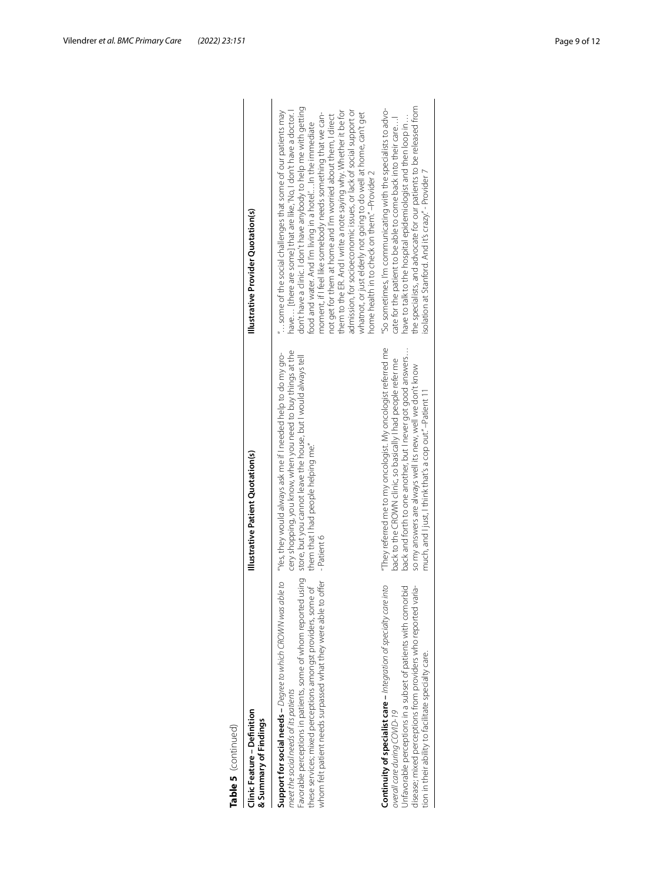**Table 5** (continued)

| Clinic Feature – Definition & Summary of Findings | Illustrative Patient Quotation(s) | Illustrative Provider Quotation(s) |
| --- | --- | --- |
| **Support for social needs –** *Degree to which CROWN was able to meet the social needs of its patients* Favorable perceptions in patients, some of whom reported using these services; mixed perceptions amongst providers, some of whom felt patient needs surpassed what they were able to offer | "Yes, they would always ask me if I needed help to do my grocery shopping, you know, when you need to buy things at the store, but you cannot leave the house, but I would always tell them that I had people helping me." - Patient 6 | "…some of the social challenges that some of our patients may have… [there are some] that are like, 'No, I don't have a doctor. I don't have a clinic. I don't have anybody to help me with getting food and water. And I'm living in a hotel.'…In the immediate moment, if I feel like somebody needs something that we cannot get for them at home and I'm worried about them, I direct them to the ER. And I write a note saying why. Whether it be for admission, for socioeconomic issues, or lack of social support or whatnot, or just elderly not going to do well at home, can't get home health in to check on them." –Provider 2 |
| **Continuity of specialist care –** *Integration of specialty care into overall care during COVID-19* Unfavorable perceptions in a subset of patients with comorbid disease; mixed perceptions from providers who reported variation in their ability to facilitate specialty care. | "They referred me to my oncologist. My oncologist referred me back to the CROWN clinic, so basically I had people refer me back and forth to one another, but I never got good answers… so my answers are always well its new, well we don't know much, and I just, I think that's a cop out." –Patient 11 | "So sometimes, I'm communicating with the specialists to advocate for the patient to be able to come back into their care…I have to talk to the hospital epidemiologist and then loop in… the specialists, and advocate for our patients to be released from isolation at Stanford. And it's crazy." - Provider 7 |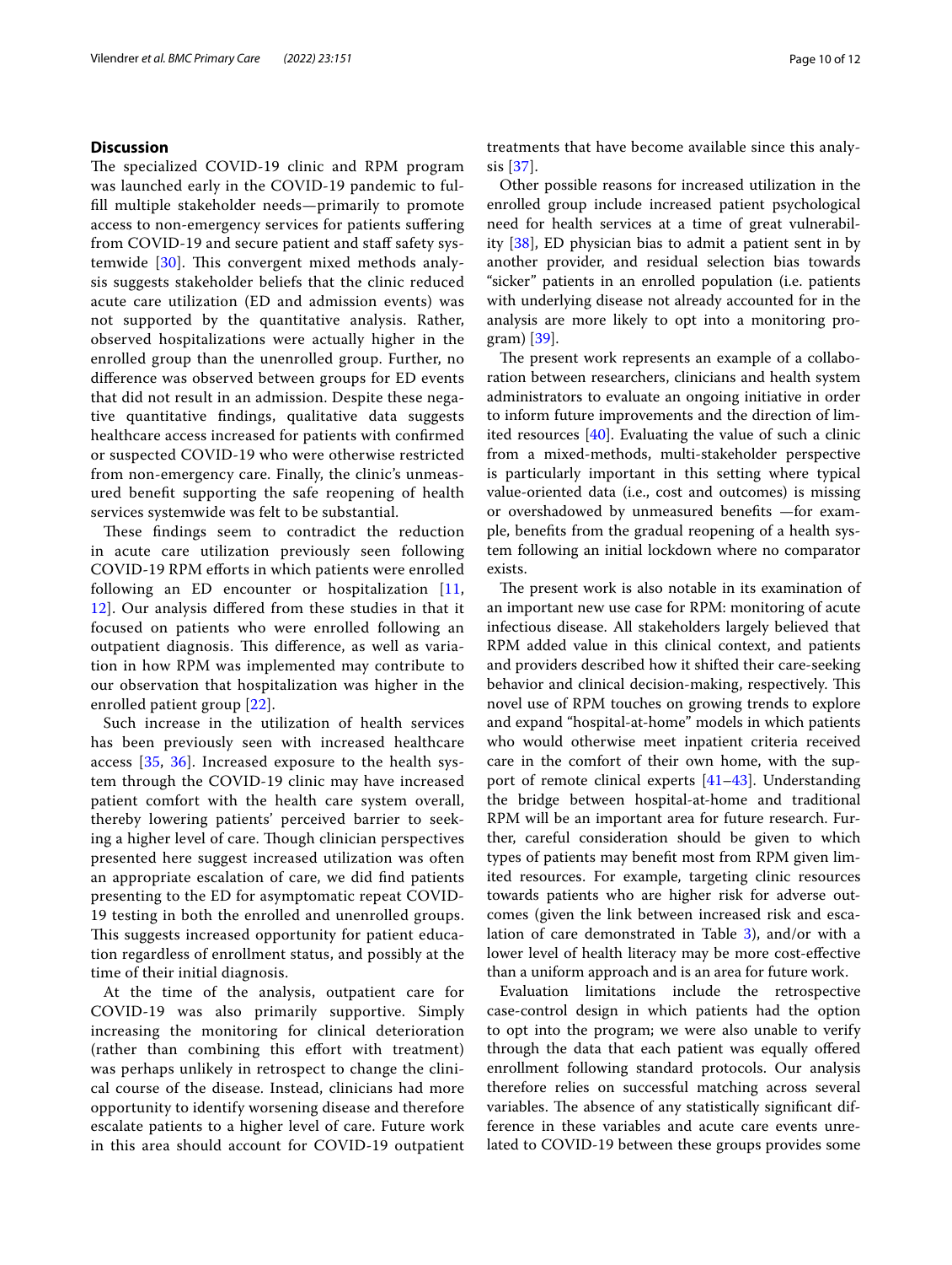## Discussion

The specialized COVID-19 clinic and RPM program was launched early in the COVID-19 pandemic to fulfill multiple stakeholder needs—primarily to promote access to non-emergency services for patients suffering from COVID-19 and secure patient and staff safety systemwide [30]. This convergent mixed methods analysis suggests stakeholder beliefs that the clinic reduced acute care utilization (ED and admission events) was not supported by the quantitative analysis. Rather, observed hospitalizations were actually higher in the enrolled group than the unenrolled group. Further, no difference was observed between groups for ED events that did not result in an admission. Despite these negative quantitative findings, qualitative data suggests healthcare access increased for patients with confirmed or suspected COVID-19 who were otherwise restricted from non-emergency care. Finally, the clinic's unmeasured benefit supporting the safe reopening of health services systemwide was felt to be substantial.

These findings seem to contradict the reduction in acute care utilization previously seen following COVID-19 RPM efforts in which patients were enrolled following an ED encounter or hospitalization [11, 12]. Our analysis differed from these studies in that it focused on patients who were enrolled following an outpatient diagnosis. This difference, as well as variation in how RPM was implemented may contribute to our observation that hospitalization was higher in the enrolled patient group [22].

Such increase in the utilization of health services has been previously seen with increased healthcare access [35, 36]. Increased exposure to the health system through the COVID-19 clinic may have increased patient comfort with the health care system overall, thereby lowering patients' perceived barrier to seeking a higher level of care. Though clinician perspectives presented here suggest increased utilization was often an appropriate escalation of care, we did find patients presenting to the ED for asymptomatic repeat COVID-19 testing in both the enrolled and unenrolled groups. This suggests increased opportunity for patient education regardless of enrollment status, and possibly at the time of their initial diagnosis.

At the time of the analysis, outpatient care for COVID-19 was also primarily supportive. Simply increasing the monitoring for clinical deterioration (rather than combining this effort with treatment) was perhaps unlikely in retrospect to change the clinical course of the disease. Instead, clinicians had more opportunity to identify worsening disease and therefore escalate patients to a higher level of care. Future work in this area should account for COVID-19 outpatient treatments that have become available since this analysis [37].

Other possible reasons for increased utilization in the enrolled group include increased patient psychological need for health services at a time of great vulnerability [38], ED physician bias to admit a patient sent in by another provider, and residual selection bias towards "sicker" patients in an enrolled population (i.e. patients with underlying disease not already accounted for in the analysis are more likely to opt into a monitoring program) [39].

The present work represents an example of a collaboration between researchers, clinicians and health system administrators to evaluate an ongoing initiative in order to inform future improvements and the direction of limited resources [40]. Evaluating the value of such a clinic from a mixed-methods, multi-stakeholder perspective is particularly important in this setting where typical value-oriented data (i.e., cost and outcomes) is missing or overshadowed by unmeasured benefits —for example, benefits from the gradual reopening of a health system following an initial lockdown where no comparator exists.

The present work is also notable in its examination of an important new use case for RPM: monitoring of acute infectious disease. All stakeholders largely believed that RPM added value in this clinical context, and patients and providers described how it shifted their care-seeking behavior and clinical decision-making, respectively. This novel use of RPM touches on growing trends to explore and expand "hospital-at-home" models in which patients who would otherwise meet inpatient criteria received care in the comfort of their own home, with the support of remote clinical experts [41–43]. Understanding the bridge between hospital-at-home and traditional RPM will be an important area for future research. Further, careful consideration should be given to which types of patients may benefit most from RPM given limited resources. For example, targeting clinic resources towards patients who are higher risk for adverse outcomes (given the link between increased risk and escalation of care demonstrated in Table 3), and/or with a lower level of health literacy may be more cost-effective than a uniform approach and is an area for future work.

Evaluation limitations include the retrospective case-control design in which patients had the option to opt into the program; we were also unable to verify through the data that each patient was equally offered enrollment following standard protocols. Our analysis therefore relies on successful matching across several variables. The absence of any statistically significant difference in these variables and acute care events unrelated to COVID-19 between these groups provides some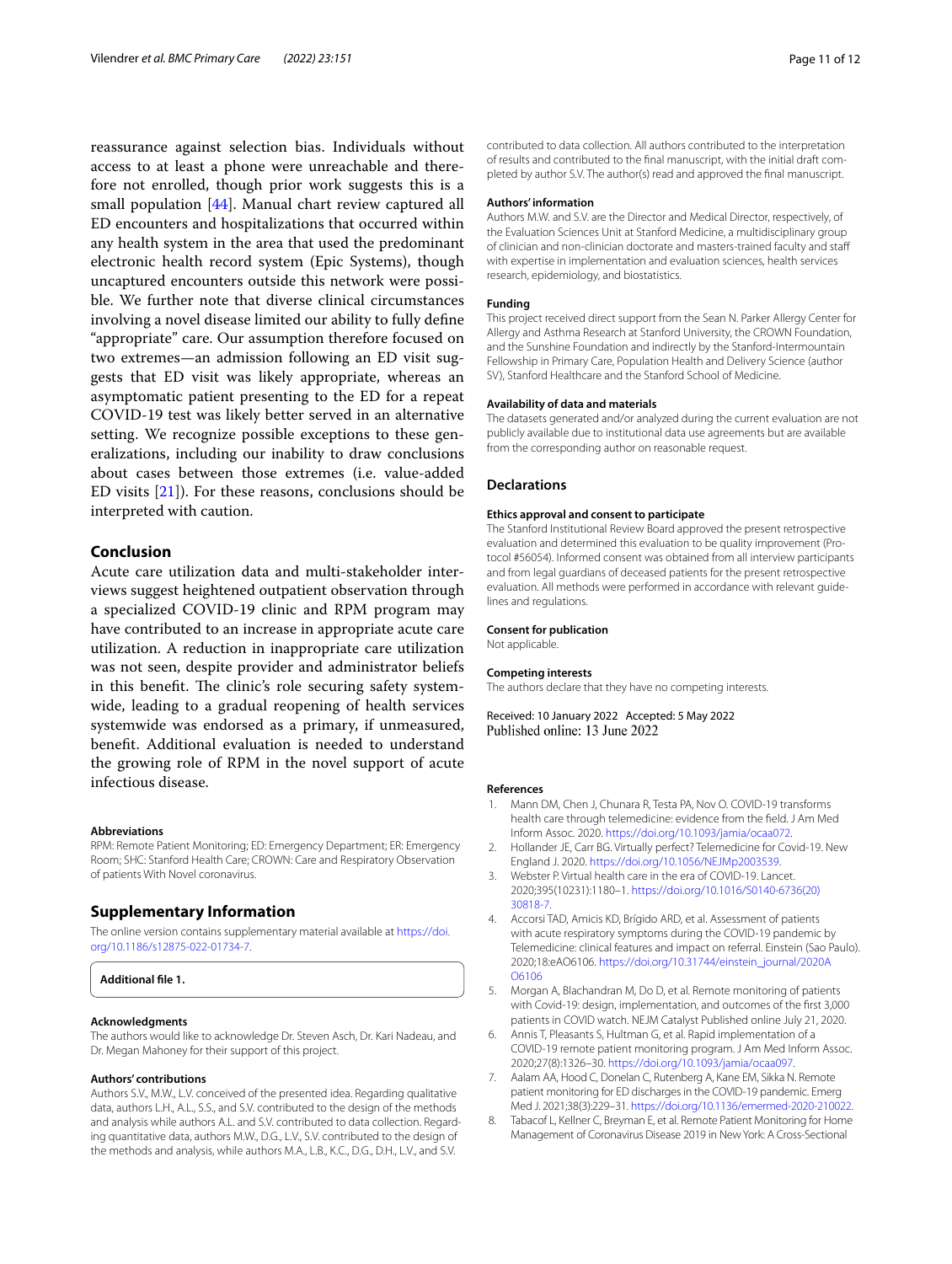reassurance against selection bias. Individuals without access to at least a phone were unreachable and therefore not enrolled, though prior work suggests this is a small population [44]. Manual chart review captured all ED encounters and hospitalizations that occurred within any health system in the area that used the predominant electronic health record system (Epic Systems), though uncaptured encounters outside this network were possible. We further note that diverse clinical circumstances involving a novel disease limited our ability to fully define "appropriate" care. Our assumption therefore focused on two extremes—an admission following an ED visit suggests that ED visit was likely appropriate, whereas an asymptomatic patient presenting to the ED for a repeat COVID-19 test was likely better served in an alternative setting. We recognize possible exceptions to these generalizations, including our inability to draw conclusions about cases between those extremes (i.e. value-added ED visits [21]). For these reasons, conclusions should be interpreted with caution.

## Conclusion

Acute care utilization data and multi-stakeholder interviews suggest heightened outpatient observation through a specialized COVID-19 clinic and RPM program may have contributed to an increase in appropriate acute care utilization. A reduction in inappropriate care utilization was not seen, despite provider and administrator beliefs in this benefit. The clinic's role securing safety systemwide, leading to a gradual reopening of health services systemwide was endorsed as a primary, if unmeasured, benefit. Additional evaluation is needed to understand the growing role of RPM in the novel support of acute infectious disease.

#### Abbreviations

RPM: Remote Patient Monitoring; ED: Emergency Department; ER: Emergency Room; SHC: Stanford Health Care; CROWN: Care and Respiratory Observation of patients With Novel coronavirus.

## Supplementary Information

The online version contains supplementary material available at https://doi.org/10.1186/s12875-022-01734-7.

**Additional file 1.**

#### Acknowledgments

The authors would like to acknowledge Dr. Steven Asch, Dr. Kari Nadeau, and Dr. Megan Mahoney for their support of this project.

#### Authors' contributions

Authors S.V., M.W., L.V. conceived of the presented idea. Regarding qualitative data, authors L.H., A.L., S.S., and S.V. contributed to the design of the methods and analysis while authors A.L. and S.V. contributed to data collection. Regarding quantitative data, authors M.W., D.G., L.V., S.V. contributed to the design of the methods and analysis, while authors M.A., L.B., K.C., D.G., D.H., L.V., and S.V. contributed to data collection. All authors contributed to the interpretation of results and contributed to the final manuscript, with the initial draft completed by author S.V. The author(s) read and approved the final manuscript.

#### Authors' information

Authors M.W. and S.V. are the Director and Medical Director, respectively, of the Evaluation Sciences Unit at Stanford Medicine, a multidisciplinary group of clinician and non-clinician doctorate and masters-trained faculty and staff with expertise in implementation and evaluation sciences, health services research, epidemiology, and biostatistics.

#### Funding

This project received direct support from the Sean N. Parker Allergy Center for Allergy and Asthma Research at Stanford University, the CROWN Foundation, and the Sunshine Foundation and indirectly by the Stanford-Intermountain Fellowship in Primary Care, Population Health and Delivery Science (author SV), Stanford Healthcare and the Stanford School of Medicine.

#### Availability of data and materials

The datasets generated and/or analyzed during the current evaluation are not publicly available due to institutional data use agreements but are available from the corresponding author on reasonable request.

## Declarations

#### Ethics approval and consent to participate

The Stanford Institutional Review Board approved the present retrospective evaluation and determined this evaluation to be quality improvement (Protocol #56054). Informed consent was obtained from all interview participants and from legal guardians of deceased patients for the present retrospective evaluation. All methods were performed in accordance with relevant guidelines and regulations.

#### Consent for publication

Not applicable.

#### Competing interests

The authors declare that they have no competing interests.

Received: 10 January 2022 Accepted: 5 May 2022
Published online: 13 June 2022

#### References

1. Mann DM, Chen J, Chunara R, Testa PA, Nov O. COVID-19 transforms health care through telemedicine: evidence from the field. J Am Med Inform Assoc. 2020. https://doi.org/10.1093/jamia/ocaa072.
2. Hollander JE, Carr BG. Virtually perfect? Telemedicine for Covid-19. New England J. 2020. https://doi.org/10.1056/NEJMp2003539.
3. Webster P. Virtual health care in the era of COVID-19. Lancet. 2020;395(10231):1180–1. https://doi.org/10.1016/S0140-6736(20)30818-7.
4. Accorsi TAD, Amicis KD, Brígido ARD, et al. Assessment of patients with acute respiratory symptoms during the COVID-19 pandemic by Telemedicine: clinical features and impact on referral. Einstein (Sao Paulo). 2020;18:eAO6106. https://doi.org/10.31744/einstein_journal/2020AO6106
5. Morgan A, Blachandran M, Do D, et al. Remote monitoring of patients with Covid-19: design, implementation, and outcomes of the first 3,000 patients in COVID watch. NEJM Catalyst Published online July 21, 2020.
6. Annis T, Pleasants S, Hultman G, et al. Rapid implementation of a COVID-19 remote patient monitoring program. J Am Med Inform Assoc. 2020;27(8):1326–30. https://doi.org/10.1093/jamia/ocaa097.
7. Aalam AA, Hood C, Donelan C, Rutenberg A, Kane EM, Sikka N. Remote patient monitoring for ED discharges in the COVID-19 pandemic. Emerg Med J. 2021;38(3):229–31. https://doi.org/10.1136/emermed-2020-210022.
8. Tabacof L, Kellner C, Breyman E, et al. Remote Patient Monitoring for Home Management of Coronavirus Disease 2019 in New York: A Cross-Sectional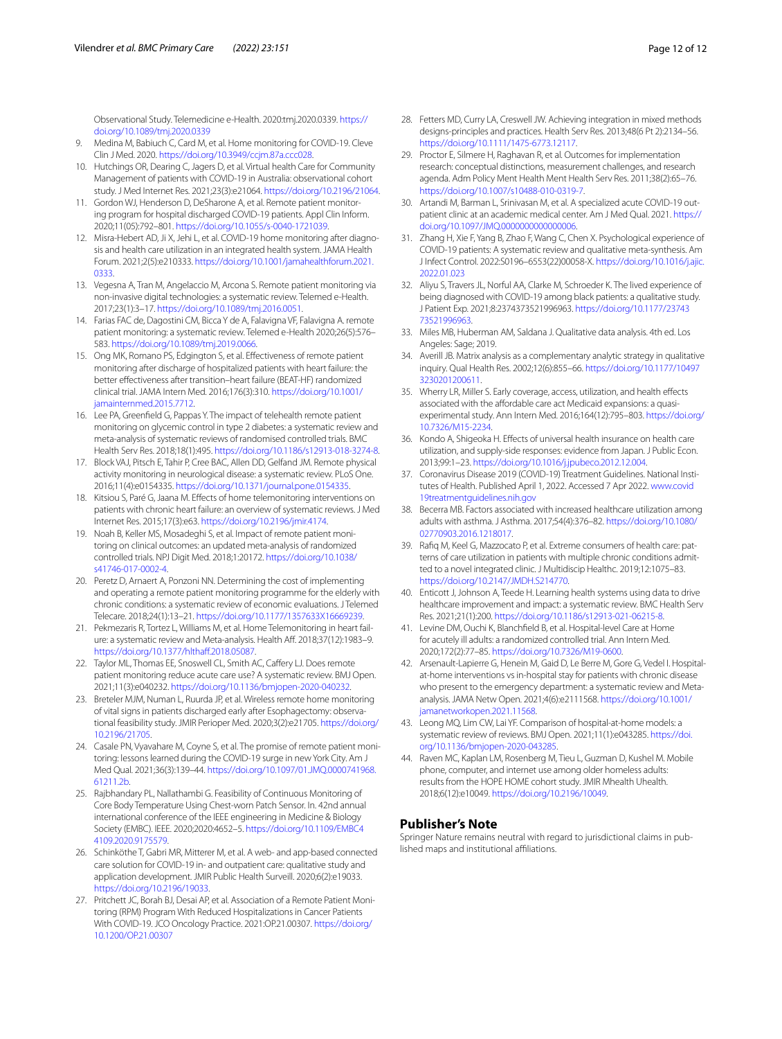Observational Study. Telemedicine e-Health. 2020:tmj.2020.0339. https://doi.org/10.1089/tmj.2020.0339

9. Medina M, Babiuch C, Card M, et al. Home monitoring for COVID-19. Cleve Clin J Med. 2020. https://doi.org/10.3949/ccjm.87a.ccc028.
10. Hutchings OR, Dearing C, Jagers D, et al. Virtual health Care for Community Management of patients with COVID-19 in Australia: observational cohort study. J Med Internet Res. 2021;23(3):e21064. https://doi.org/10.2196/21064.
11. Gordon WJ, Henderson D, DeSharone A, et al. Remote patient monitoring program for hospital discharged COVID-19 patients. Appl Clin Inform. 2020;11(05):792–801. https://doi.org/10.1055/s-0040-1721039.
12. Misra-Hebert AD, Ji X, Jehi L, et al. COVID-19 home monitoring after diagnosis and health care utilization in an integrated health system. JAMA Health Forum. 2021;2(5):e210333. https://doi.org/10.1001/jamahealthforum.2021.0333.
13. Vegesna A, Tran M, Angelaccio M, Arcona S. Remote patient monitoring via non-invasive digital technologies: a systematic review. Telemed e-Health. 2017;23(1):3–17. https://doi.org/10.1089/tmj.2016.0051.
14. Farias FAC de, Dagostini CM, Bicca Y de A, Falavigna VF, Falavigna A. remote patient monitoring: a systematic review. Telemed e-Health 2020;26(5):576–583. https://doi.org/10.1089/tmj.2019.0066.
15. Ong MK, Romano PS, Edgington S, et al. Effectiveness of remote patient monitoring after discharge of hospitalized patients with heart failure: the better effectiveness after transition–heart failure (BEAT-HF) randomized clinical trial. JAMA Intern Med. 2016;176(3):310. https://doi.org/10.1001/jamainternmed.2015.7712.
16. Lee PA, Greenfield G, Pappas Y. The impact of telehealth remote patient monitoring on glycemic control in type 2 diabetes: a systematic review and meta-analysis of systematic reviews of randomised controlled trials. BMC Health Serv Res. 2018;18(1):495. https://doi.org/10.1186/s12913-018-3274-8.
17. Block VAJ, Pitsch E, Tahir P, Cree BAC, Allen DD, Gelfand JM. Remote physical activity monitoring in neurological disease: a systematic review. PLoS One. 2016;11(4):e0154335. https://doi.org/10.1371/journal.pone.0154335.
18. Kitsiou S, Paré G, Jaana M. Effects of home telemonitoring interventions on patients with chronic heart failure: an overview of systematic reviews. J Med Internet Res. 2015;17(3):e63. https://doi.org/10.2196/jmir.4174.
19. Noah B, Keller MS, Mosadeghi S, et al. Impact of remote patient monitoring on clinical outcomes: an updated meta-analysis of randomized controlled trials. NPJ Digit Med. 2018;1:20172. https://doi.org/10.1038/s41746-017-0002-4.
20. Peretz D, Arnaert A, Ponzoni NN. Determining the cost of implementing and operating a remote patient monitoring programme for the elderly with chronic conditions: a systematic review of economic evaluations. J Telemed Telecare. 2018;24(1):13–21. https://doi.org/10.1177/1357633X16669239.
21. Pekmezaris R, Tortez L, Williams M, et al. Home Telemonitoring in heart failure: a systematic review and Meta-analysis. Health Aff. 2018;37(12):1983–9. https://doi.org/10.1377/hlthaff.2018.05087.
22. Taylor ML, Thomas EE, Snoswell CL, Smith AC, Caffery LJ. Does remote patient monitoring reduce acute care use? A systematic review. BMJ Open. 2021;11(3):e040232. https://doi.org/10.1136/bmjopen-2020-040232.
23. Breteler MJM, Numan L, Ruurda JP, et al. Wireless remote home monitoring of vital signs in patients discharged early after Esophagectomy: observational feasibility study. JMIR Perioper Med. 2020;3(2):e21705. https://doi.org/10.2196/21705.
24. Casale PN, Vyavahare M, Coyne S, et al. The promise of remote patient monitoring: lessons learned during the COVID-19 surge in new York City. Am J Med Qual. 2021;36(3):139–44. https://doi.org/10.1097/01.JMQ.0000741968.61211.2b.
25. Rajbhandary PL, Nallathambi G. Feasibility of Continuous Monitoring of Core Body Temperature Using Chest-worn Patch Sensor. In. 42nd annual international conference of the IEEE engineering in Medicine & Biology Society (EMBC). IEEE. 2020;2020:4652–5. https://doi.org/10.1109/EMBC44109.2020.9175579.
26. Schinköthe T, Gabri MR, Mitterer M, et al. A web- and app-based connected care solution for COVID-19 in- and outpatient care: qualitative study and application development. JMIR Public Health Surveill. 2020;6(2):e19033. https://doi.org/10.2196/19033.
27. Pritchett JC, Borah BJ, Desai AP, et al. Association of a Remote Patient Monitoring (RPM) Program With Reduced Hospitalizations in Cancer Patients With COVID-19. JCO Oncology Practice. 2021:OP.21.00307. https://doi.org/10.1200/OP.21.00307
28. Fetters MD, Curry LA, Creswell JW. Achieving integration in mixed methods designs-principles and practices. Health Serv Res. 2013;48(6 Pt 2):2134–56. https://doi.org/10.1111/1475-6773.12117.
29. Proctor E, Silmere H, Raghavan R, et al. Outcomes for implementation research: conceptual distinctions, measurement challenges, and research agenda. Adm Policy Ment Health Ment Health Serv Res. 2011;38(2):65–76. https://doi.org/10.1007/s10488-010-0319-7.
30. Artandi M, Barman L, Srinivasan M, et al. A specialized acute COVID-19 outpatient clinic at an academic medical center. Am J Med Qual. 2021. https://doi.org/10.1097/JMQ.0000000000000006.
31. Zhang H, Xie F, Yang B, Zhao F, Wang C, Chen X. Psychological experience of COVID-19 patients: A systematic review and qualitative meta-synthesis. Am J Infect Control. 2022:S0196–6553(22)00058-X. https://doi.org/10.1016/j.ajic.2022.01.023
32. Aliyu S, Travers JL, Norful AA, Clarke M, Schroeder K. The lived experience of being diagnosed with COVID-19 among black patients: a qualitative study. J Patient Exp. 2021;8:2374373521996963. https://doi.org/10.1177/2374373521996963.
33. Miles MB, Huberman AM, Saldana J. Qualitative data analysis. 4th ed. Los Angeles: Sage; 2019.
34. Averill JB. Matrix analysis as a complementary analytic strategy in qualitative inquiry. Qual Health Res. 2002;12(6):855–66. https://doi.org/10.1177/104973230201200611.
35. Wherry LR, Miller S. Early coverage, access, utilization, and health effects associated with the affordable care act Medicaid expansions: a quasi-experimental study. Ann Intern Med. 2016;164(12):795–803. https://doi.org/10.7326/M15-2234.
36. Kondo A, Shigeoka H. Effects of universal health insurance on health care utilization, and supply-side responses: evidence from Japan. J Public Econ. 2013;99:1–23. https://doi.org/10.1016/j.jpubeco.2012.12.004.
37. Coronavirus Disease 2019 (COVID-19) Treatment Guidelines. National Institutes of Health. Published April 1, 2022. Accessed 7 Apr 2022. www.covid19treatmentguidelines.nih.gov
38. Becerra MB. Factors associated with increased healthcare utilization among adults with asthma. J Asthma. 2017;54(4):376–82. https://doi.org/10.1080/02770903.2016.1218017.
39. Rafiq M, Keel G, Mazzocato P, et al. Extreme consumers of health care: patterns of care utilization in patients with multiple chronic conditions admitted to a novel integrated clinic. J Multidiscip Healthc. 2019;12:1075–83. https://doi.org/10.2147/JMDH.S214770.
40. Enticott J, Johnson A, Teede H. Learning health systems using data to drive healthcare improvement and impact: a systematic review. BMC Health Serv Res. 2021;21(1):200. https://doi.org/10.1186/s12913-021-06215-8.
41. Levine DM, Ouchi K, Blanchfield B, et al. Hospital-level Care at Home for acutely ill adults: a randomized controlled trial. Ann Intern Med. 2020;172(2):77–85. https://doi.org/10.7326/M19-0600.
42. Arsenault-Lapierre G, Henein M, Gaid D, Le Berre M, Gore G, Vedel I. Hospital-at-home interventions vs in-hospital stay for patients with chronic disease who present to the emergency department: a systematic review and Meta-analysis. JAMA Netw Open. 2021;4(6):e2111568. https://doi.org/10.1001/jamanetworkopen.2021.11568.
43. Leong MQ, Lim CW, Lai YF. Comparison of hospital-at-home models: a systematic review of reviews. BMJ Open. 2021;11(1):e043285. https://doi.org/10.1136/bmjopen-2020-043285.
44. Raven MC, Kaplan LM, Rosenberg M, Tieu L, Guzman D, Kushel M. Mobile phone, computer, and internet use among older homeless adults: results from the HOPE HOME cohort study. JMIR Mhealth Uhealth. 2018;6(12):e10049. https://doi.org/10.2196/10049.

## Publisher's Note

Springer Nature remains neutral with regard to jurisdictional claims in published maps and institutional affiliations.